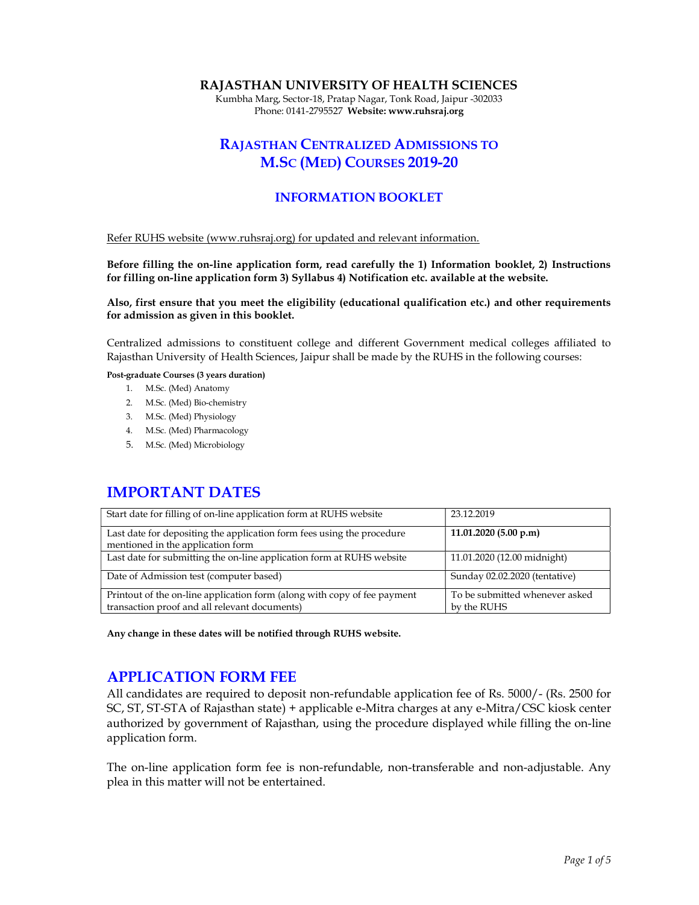**RAJASTHAN UNIVERSITY OF HEALTH SCIENCES**

Kumbha Marg, Sector-18, Pratap Nagar, Tonk Road, Jaipur -302033
Phone: 0141-2795527 **Website: www.ruhsraj.org**

# RAJASTHAN CENTRALIZED ADMISSIONS TO M.SC (MED) COURSES 2019-20

## INFORMATION BOOKLET

Refer RUHS website (www.ruhsraj.org) for updated and relevant information.

**Before filling the on-line application form, read carefully the 1) Information booklet, 2) Instructions for filling on-line application form 3) Syllabus 4) Notification etc. available at the website.**

**Also, first ensure that you meet the eligibility (educational qualification etc.) and other requirements for admission as given in this booklet.**

Centralized admissions to constituent college and different Government medical colleges affiliated to Rajasthan University of Health Sciences, Jaipur shall be made by the RUHS in the following courses:

**Post-graduate Courses (3 years duration)**

1. M.Sc. (Med) Anatomy
2. M.Sc. (Med) Bio-chemistry
3. M.Sc. (Med) Physiology
4. M.Sc. (Med) Pharmacology
5. M.Sc. (Med) Microbiology

## IMPORTANT DATES

| | |
|---|---|
| Start date for filling of on-line application form at RUHS website | 23.12.2019 |
| Last date for depositing the application form fees using the procedure mentioned in the application form | **11.01.2020 (5.00 p.m)** |
| Last date for submitting the on-line application form at RUHS website | 11.01.2020 (12.00 midnight) |
| Date of Admission test (computer based) | Sunday 02.02.2020 (tentative) |
| Printout of the on-line application form (along with copy of fee payment transaction proof and all relevant documents) | To be submitted whenever asked by the RUHS |

**Any change in these dates will be notified through RUHS website.**

## APPLICATION FORM FEE

All candidates are required to deposit non-refundable application fee of Rs. 5000/- (Rs. 2500 for SC, ST, ST-STA of Rajasthan state) + applicable e-Mitra charges at any e-Mitra/CSC kiosk center authorized by government of Rajasthan, using the procedure displayed while filling the on-line application form.

The on-line application form fee is non-refundable, non-transferable and non-adjustable. Any plea in this matter will not be entertained.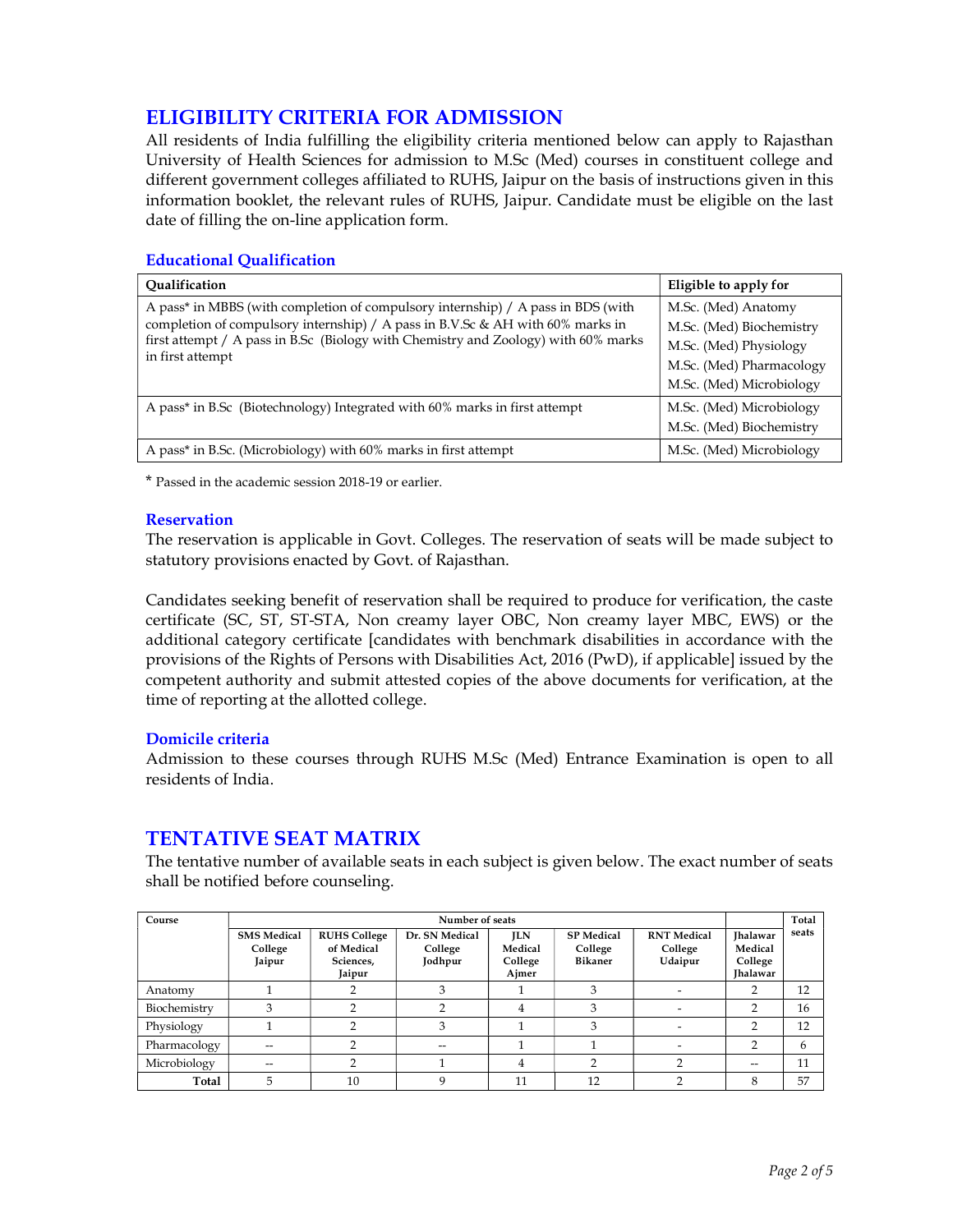## ELIGIBILITY CRITERIA FOR ADMISSION

All residents of India fulfilling the eligibility criteria mentioned below can apply to Rajasthan University of Health Sciences for admission to M.Sc (Med) courses in constituent college and different government colleges affiliated to RUHS, Jaipur on the basis of instructions given in this information booklet, the relevant rules of RUHS, Jaipur. Candidate must be eligible on the last date of filling the on-line application form.

### Educational Qualification

| Qualification | Eligible to apply for |
|---|---|
| A pass* in MBBS (with completion of compulsory internship) / A pass in BDS (with completion of compulsory internship) / A pass in B.V.Sc & AH with 60% marks in first attempt / A pass in B.Sc (Biology with Chemistry and Zoology) with 60% marks in first attempt | M.Sc. (Med) Anatomy<br>M.Sc. (Med) Biochemistry<br>M.Sc. (Med) Physiology<br>M.Sc. (Med) Pharmacology<br>M.Sc. (Med) Microbiology |
| A pass* in B.Sc (Biotechnology) Integrated with 60% marks in first attempt | M.Sc. (Med) Microbiology<br>M.Sc. (Med) Biochemistry |
| A pass* in B.Sc. (Microbiology) with 60% marks in first attempt | M.Sc. (Med) Microbiology |

* Passed in the academic session 2018-19 or earlier.

### Reservation

The reservation is applicable in Govt. Colleges. The reservation of seats will be made subject to statutory provisions enacted by Govt. of Rajasthan.

Candidates seeking benefit of reservation shall be required to produce for verification, the caste certificate (SC, ST, ST-STA, Non creamy layer OBC, Non creamy layer MBC, EWS) or the additional category certificate [candidates with benchmark disabilities in accordance with the provisions of the Rights of Persons with Disabilities Act, 2016 (PwD), if applicable] issued by the competent authority and submit attested copies of the above documents for verification, at the time of reporting at the allotted college.

### Domicile criteria

Admission to these courses through RUHS M.Sc (Med) Entrance Examination is open to all residents of India.

## TENTATIVE SEAT MATRIX

The tentative number of available seats in each subject is given below. The exact number of seats shall be notified before counseling.

| Course | Number of seats | | | | | | | Total seats |
|---|---|---|---|---|---|---|---|---|
| | SMS Medical College Jaipur | RUHS College of Medical Sciences, Jaipur | Dr. SN Medical College Jodhpur | JLN Medical College Ajmer | SP Medical College Bikaner | RNT Medical College Udaipur | Jhalawar Medical College Jhalawar | |
| Anatomy | 1 | 2 | 3 | 1 | 3 | - | 2 | 12 |
| Biochemistry | 3 | 2 | 2 | 4 | 3 | - | 2 | 16 |
| Physiology | 1 | 2 | 3 | 1 | 3 | - | 2 | 12 |
| Pharmacology | -- | 2 | -- | 1 | 1 | - | 2 | 6 |
| Microbiology | -- | 2 | 1 | 4 | 2 | 2 | -- | 11 |
| **Total** | 5 | 10 | 9 | 11 | 12 | 2 | 8 | 57 |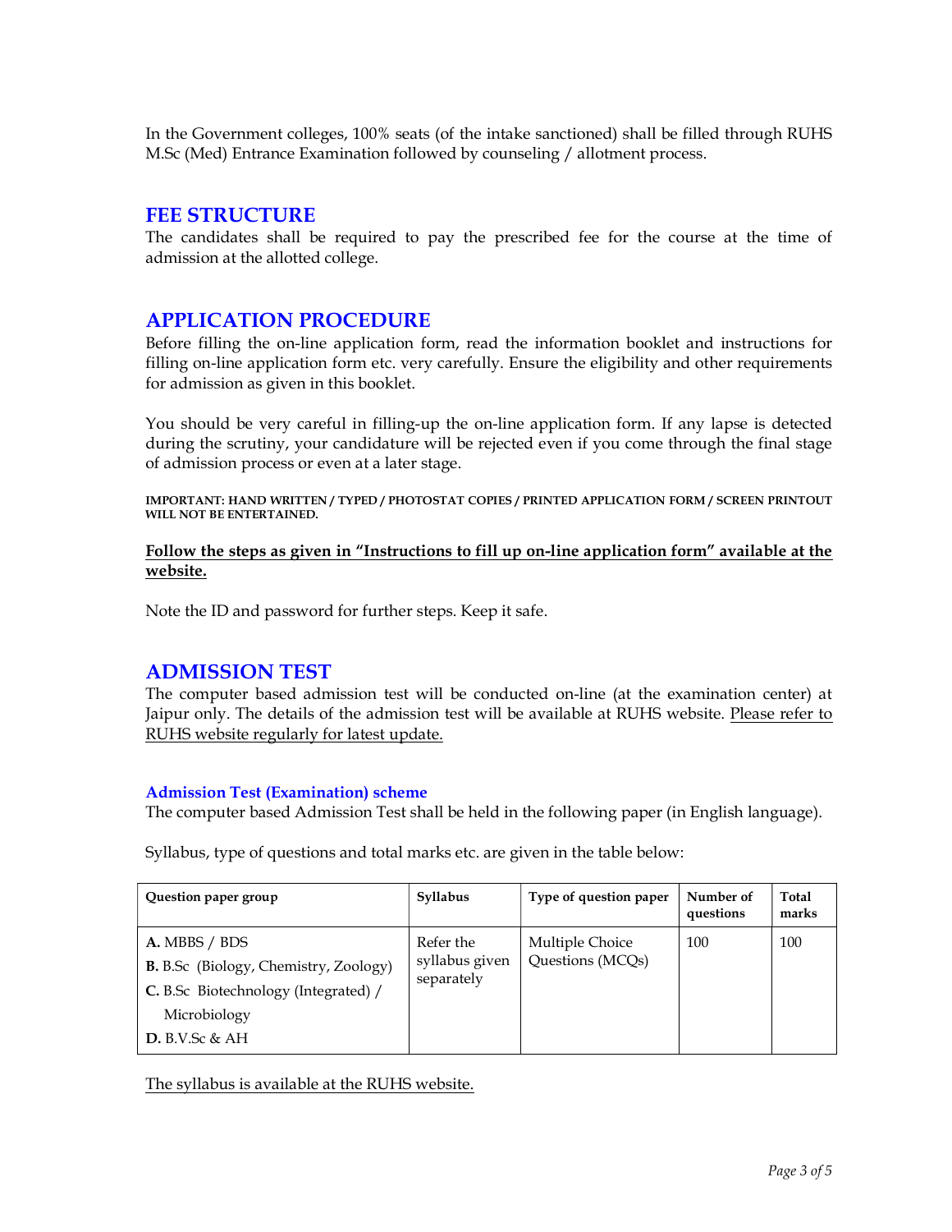In the Government colleges, 100% seats (of the intake sanctioned) shall be filled through RUHS M.Sc (Med) Entrance Examination followed by counseling / allotment process.

## FEE STRUCTURE

The candidates shall be required to pay the prescribed fee for the course at the time of admission at the allotted college.

## APPLICATION PROCEDURE

Before filling the on-line application form, read the information booklet and instructions for filling on-line application form etc. very carefully. Ensure the eligibility and other requirements for admission as given in this booklet.

You should be very careful in filling-up the on-line application form. If any lapse is detected during the scrutiny, your candidature will be rejected even if you come through the final stage of admission process or even at a later stage.

**IMPORTANT: HAND WRITTEN / TYPED / PHOTOSTAT COPIES / PRINTED APPLICATION FORM / SCREEN PRINTOUT WILL NOT BE ENTERTAINED.**

**Follow the steps as given in "Instructions to fill up on-line application form" available at the website.**

Note the ID and password for further steps. Keep it safe.

## ADMISSION TEST

The computer based admission test will be conducted on-line (at the examination center) at Jaipur only. The details of the admission test will be available at RUHS website. Please refer to RUHS website regularly for latest update.

### Admission Test (Examination) scheme

The computer based Admission Test shall be held in the following paper (in English language).

Syllabus, type of questions and total marks etc. are given in the table below:

| Question paper group | Syllabus | Type of question paper | Number of questions | Total marks |
|---|---|---|---|---|
| **A.** MBBS / BDS<br>**B.** B.Sc (Biology, Chemistry, Zoology)<br>**C.** B.Sc Biotechnology (Integrated) / Microbiology<br>**D.** B.V.Sc & AH | Refer the syllabus given separately | Multiple Choice Questions (MCQs) | 100 | 100 |

The syllabus is available at the RUHS website.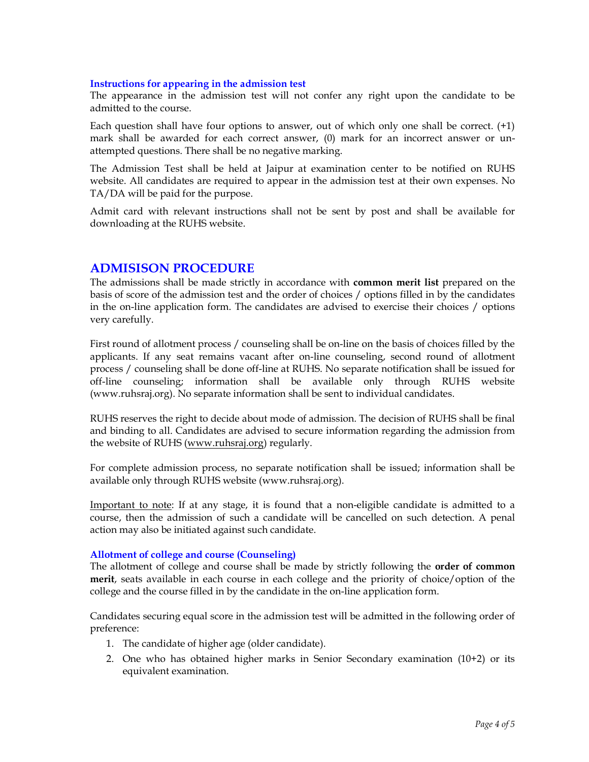### Instructions for appearing in the admission test

The appearance in the admission test will not confer any right upon the candidate to be admitted to the course.

Each question shall have four options to answer, out of which only one shall be correct. (+1) mark shall be awarded for each correct answer, (0) mark for an incorrect answer or un-attempted questions. There shall be no negative marking.

The Admission Test shall be held at Jaipur at examination center to be notified on RUHS website. All candidates are required to appear in the admission test at their own expenses. No TA/DA will be paid for the purpose.

Admit card with relevant instructions shall not be sent by post and shall be available for downloading at the RUHS website.

## ADMISISON PROCEDURE

The admissions shall be made strictly in accordance with **common merit list** prepared on the basis of score of the admission test and the order of choices / options filled in by the candidates in the on-line application form. The candidates are advised to exercise their choices / options very carefully.

First round of allotment process / counseling shall be on-line on the basis of choices filled by the applicants. If any seat remains vacant after on-line counseling, second round of allotment process / counseling shall be done off-line at RUHS. No separate notification shall be issued for off-line counseling; information shall be available only through RUHS website (www.ruhsraj.org). No separate information shall be sent to individual candidates.

RUHS reserves the right to decide about mode of admission. The decision of RUHS shall be final and binding to all. Candidates are advised to secure information regarding the admission from the website of RUHS (www.ruhsraj.org) regularly.

For complete admission process, no separate notification shall be issued; information shall be available only through RUHS website (www.ruhsraj.org).

Important to note: If at any stage, it is found that a non-eligible candidate is admitted to a course, then the admission of such a candidate will be cancelled on such detection. A penal action may also be initiated against such candidate.

### Allotment of college and course (Counseling)

The allotment of college and course shall be made by strictly following the **order of common merit**, seats available in each course in each college and the priority of choice/option of the college and the course filled in by the candidate in the on-line application form.

Candidates securing equal score in the admission test will be admitted in the following order of preference:

1. The candidate of higher age (older candidate).
2. One who has obtained higher marks in Senior Secondary examination (10+2) or its equivalent examination.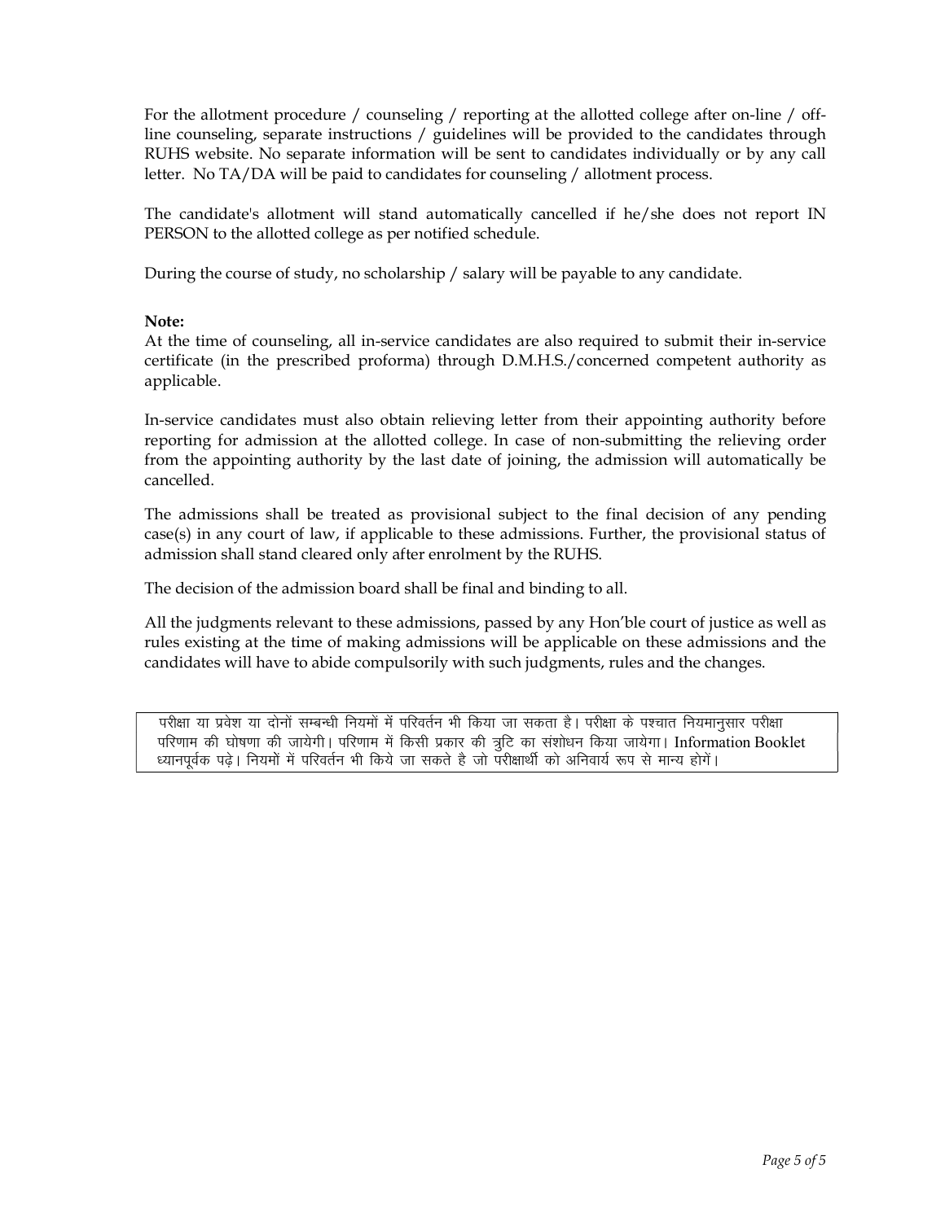For the allotment procedure / counseling / reporting at the allotted college after on-line / off-line counseling, separate instructions / guidelines will be provided to the candidates through RUHS website. No separate information will be sent to candidates individually or by any call letter. No TA/DA will be paid to candidates for counseling / allotment process.

The candidate's allotment will stand automatically cancelled if he/she does not report IN PERSON to the allotted college as per notified schedule.

During the course of study, no scholarship / salary will be payable to any candidate.

**Note:**

At the time of counseling, all in-service candidates are also required to submit their in-service certificate (in the prescribed proforma) through D.M.H.S./concerned competent authority as applicable.

In-service candidates must also obtain relieving letter from their appointing authority before reporting for admission at the allotted college. In case of non-submitting the relieving order from the appointing authority by the last date of joining, the admission will automatically be cancelled.

The admissions shall be treated as provisional subject to the final decision of any pending case(s) in any court of law, if applicable to these admissions. Further, the provisional status of admission shall stand cleared only after enrolment by the RUHS.

The decision of the admission board shall be final and binding to all.

All the judgments relevant to these admissions, passed by any Hon'ble court of justice as well as rules existing at the time of making admissions will be applicable on these admissions and the candidates will have to abide compulsorily with such judgments, rules and the changes.

परीक्षा या प्रवेश या दोनों सम्बन्धी नियमों में परिवर्तन भी किया जा सकता है। परीक्षा के पश्चात नियमानुसार परीक्षा परिणाम की घोषणा की जायेगी। परिणाम में किसी प्रकार की त्रुटि का संशोधन किया जायेगा। Information Booklet ध्यानपूर्वक पढ़े। नियमों में परिवर्तन भी किये जा सकते है जो परीक्षार्थी को अनिवार्य रूप से मान्य होगें।